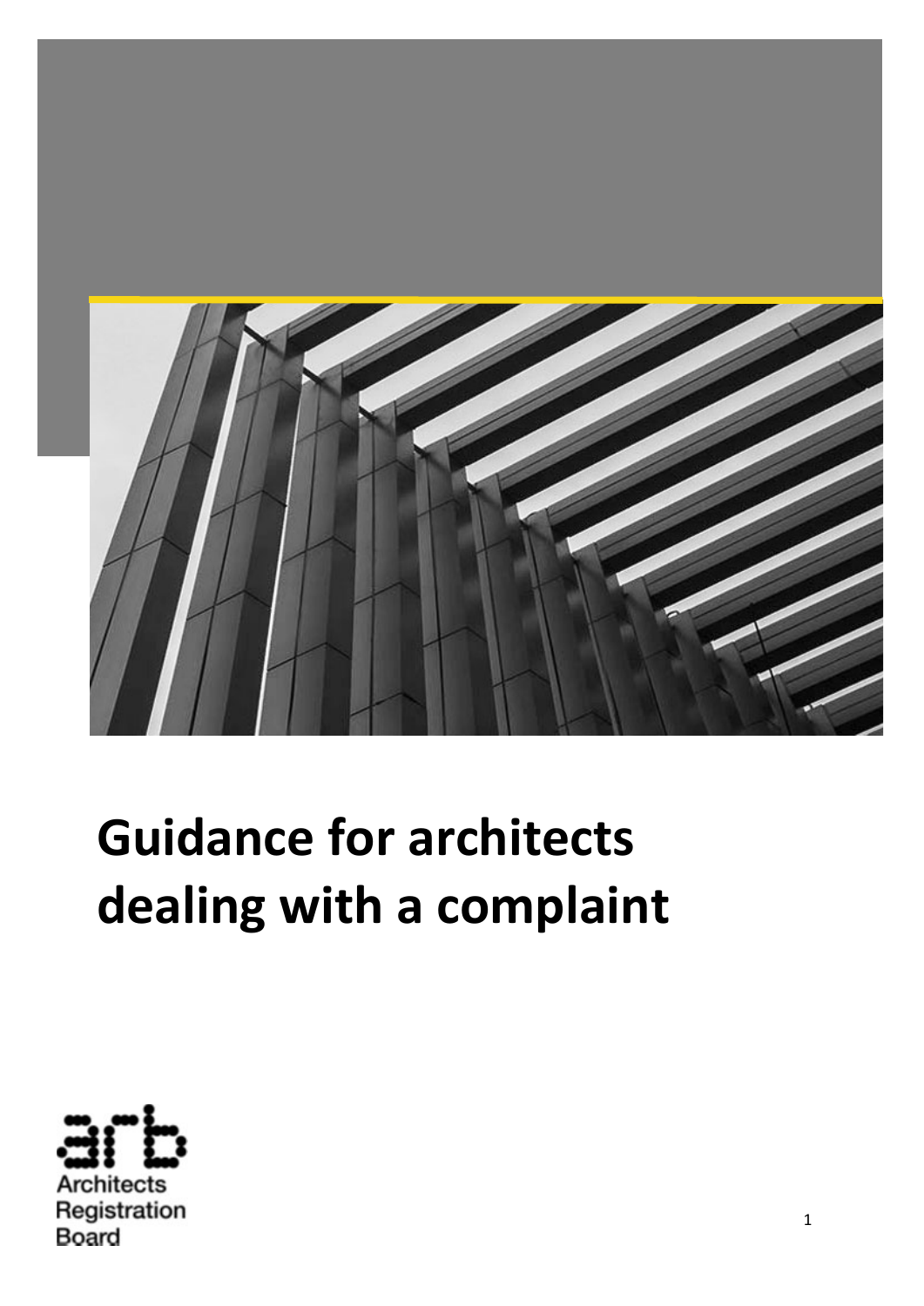# Guidance for architects dealing with a complaint

Architects Registration Board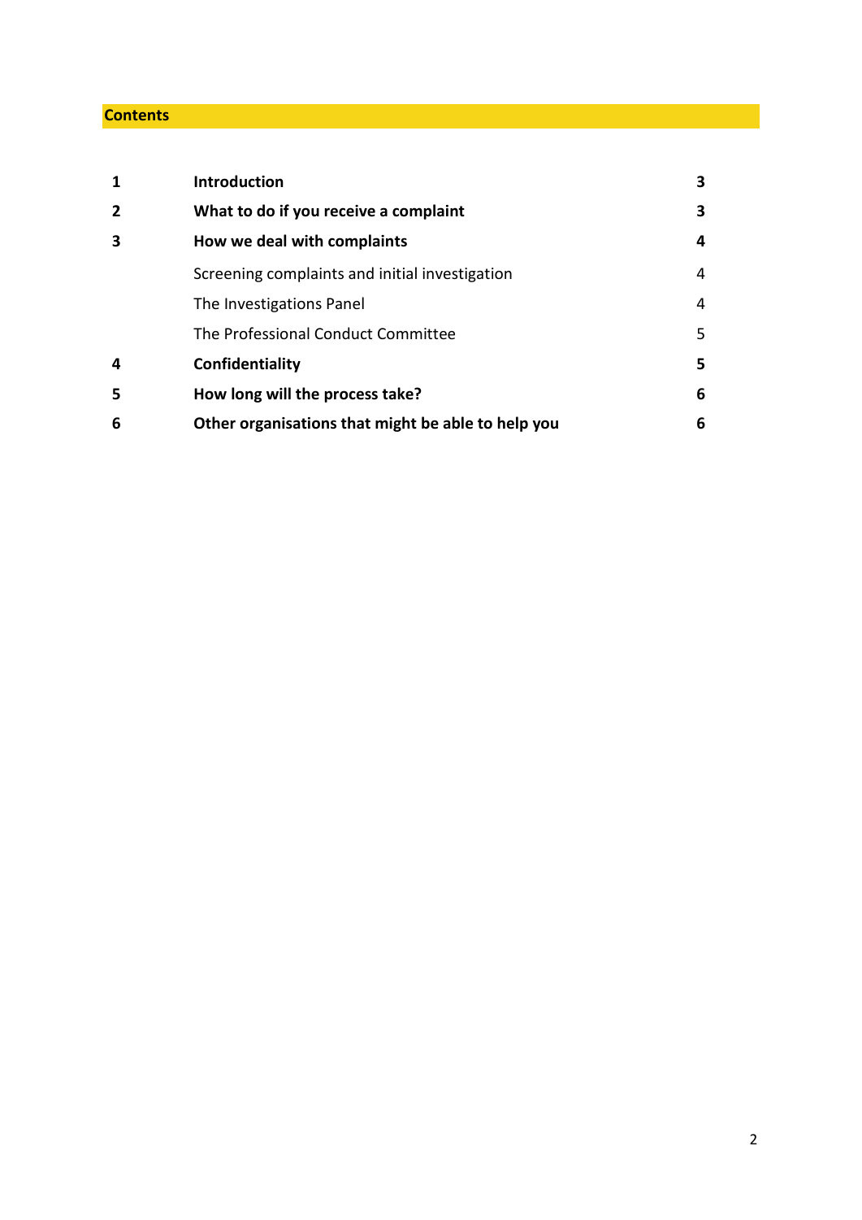## Contents

| | | |
|---|---|---|
| **1** | **Introduction** | **3** |
| **2** | **What to do if you receive a complaint** | **3** |
| **3** | **How we deal with complaints** | **4** |
| | Screening complaints and initial investigation | 4 |
| | The Investigations Panel | 4 |
| | The Professional Conduct Committee | 5 |
| **4** | **Confidentiality** | **5** |
| **5** | **How long will the process take?** | **6** |
| **6** | **Other organisations that might be able to help you** | **6** |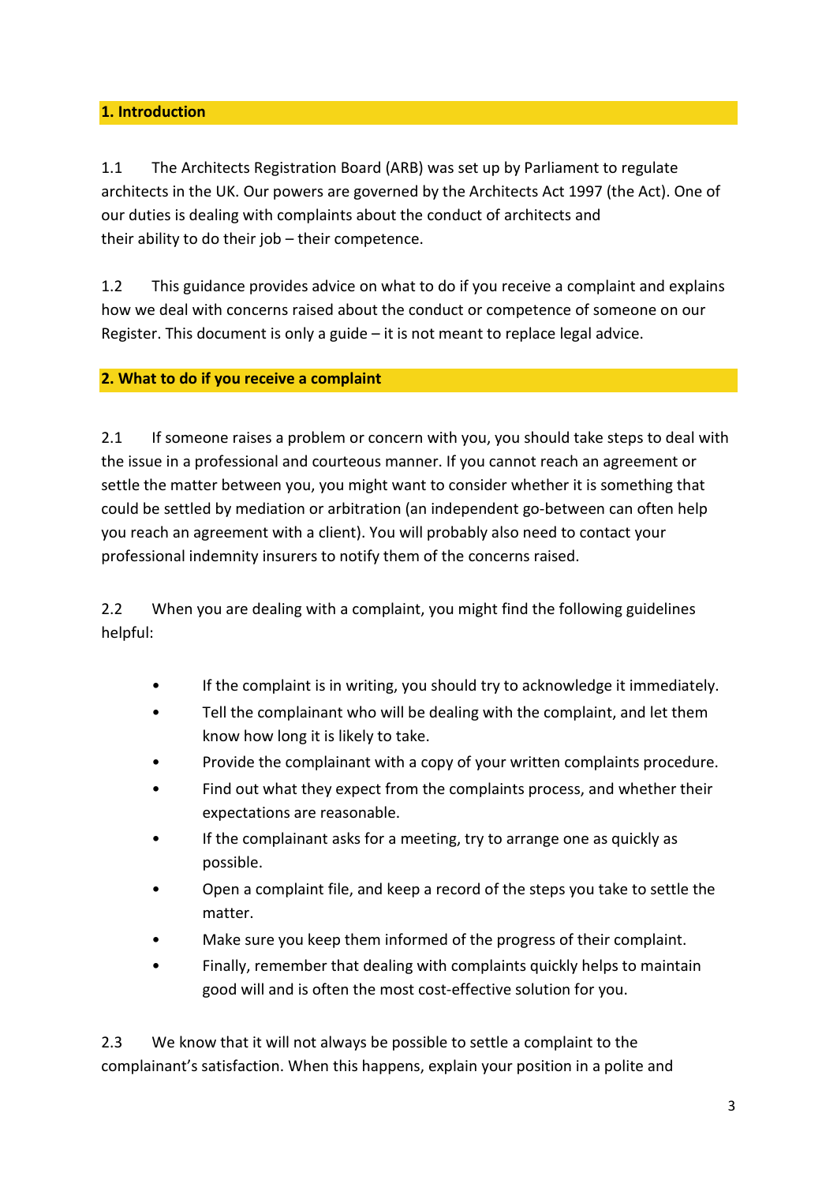## 1. Introduction

1.1 The Architects Registration Board (ARB) was set up by Parliament to regulate architects in the UK. Our powers are governed by the Architects Act 1997 (the Act). One of our duties is dealing with complaints about the conduct of architects and their ability to do their job – their competence.

1.2 This guidance provides advice on what to do if you receive a complaint and explains how we deal with concerns raised about the conduct or competence of someone on our Register. This document is only a guide – it is not meant to replace legal advice.

## 2. What to do if you receive a complaint

2.1 If someone raises a problem or concern with you, you should take steps to deal with the issue in a professional and courteous manner. If you cannot reach an agreement or settle the matter between you, you might want to consider whether it is something that could be settled by mediation or arbitration (an independent go-between can often help you reach an agreement with a client). You will probably also need to contact your professional indemnity insurers to notify them of the concerns raised.

2.2 When you are dealing with a complaint, you might find the following guidelines helpful:

- If the complaint is in writing, you should try to acknowledge it immediately.
- Tell the complainant who will be dealing with the complaint, and let them know how long it is likely to take.
- Provide the complainant with a copy of your written complaints procedure.
- Find out what they expect from the complaints process, and whether their expectations are reasonable.
- If the complainant asks for a meeting, try to arrange one as quickly as possible.
- Open a complaint file, and keep a record of the steps you take to settle the matter.
- Make sure you keep them informed of the progress of their complaint.
- Finally, remember that dealing with complaints quickly helps to maintain good will and is often the most cost-effective solution for you.

2.3 We know that it will not always be possible to settle a complaint to the complainant's satisfaction. When this happens, explain your position in a polite and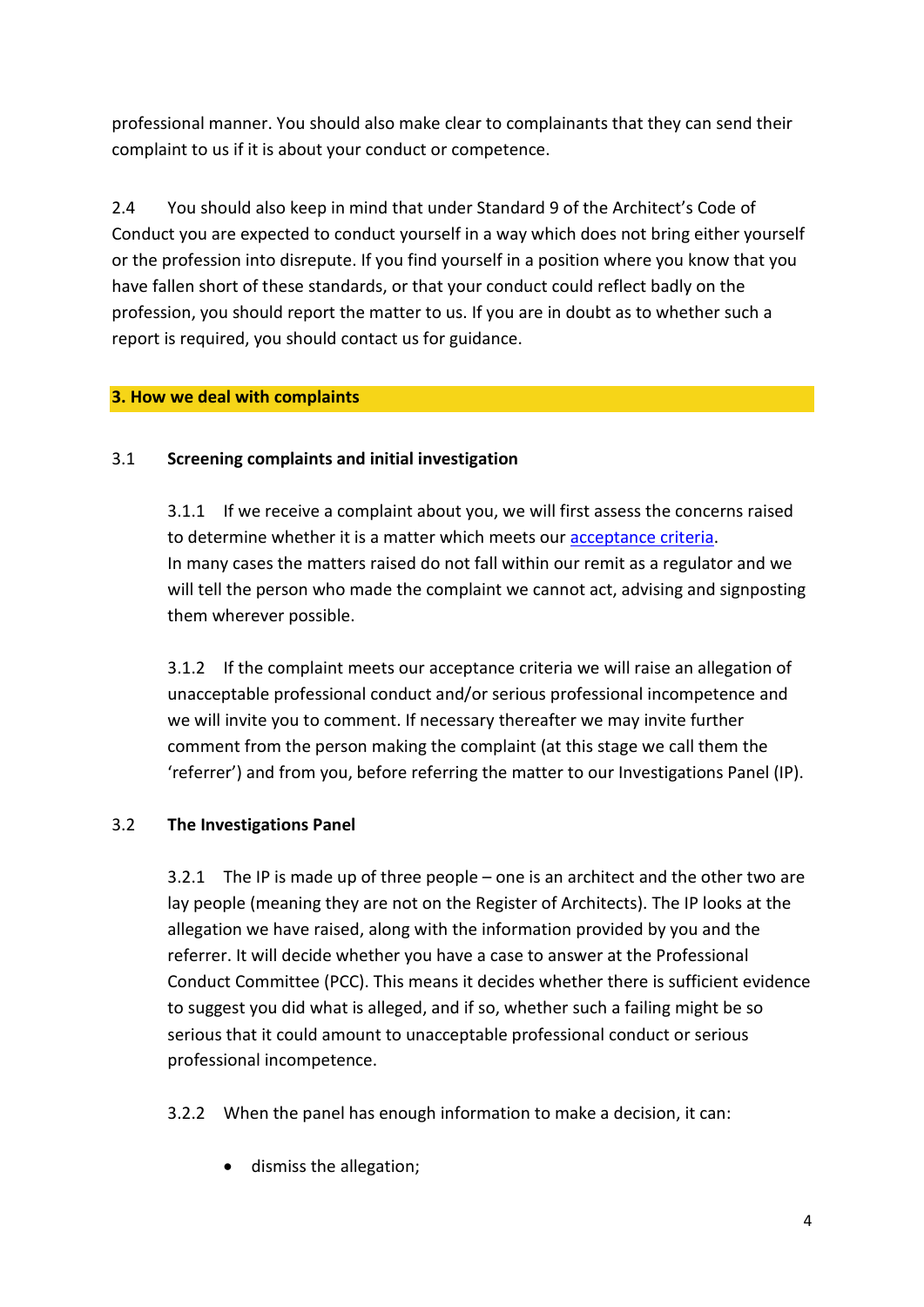professional manner. You should also make clear to complainants that they can send their complaint to us if it is about your conduct or competence.

2.4 You should also keep in mind that under Standard 9 of the Architect's Code of Conduct you are expected to conduct yourself in a way which does not bring either yourself or the profession into disrepute. If you find yourself in a position where you know that you have fallen short of these standards, or that your conduct could reflect badly on the profession, you should report the matter to us. If you are in doubt as to whether such a report is required, you should contact us for guidance.

## 3. How we deal with complaints

### 3.1 Screening complaints and initial investigation

3.1.1 If we receive a complaint about you, we will first assess the concerns raised to determine whether it is a matter which meets our acceptance criteria. In many cases the matters raised do not fall within our remit as a regulator and we will tell the person who made the complaint we cannot act, advising and signposting them wherever possible.

3.1.2 If the complaint meets our acceptance criteria we will raise an allegation of unacceptable professional conduct and/or serious professional incompetence and we will invite you to comment. If necessary thereafter we may invite further comment from the person making the complaint (at this stage we call them the 'referrer') and from you, before referring the matter to our Investigations Panel (IP).

### 3.2 The Investigations Panel

3.2.1 The IP is made up of three people – one is an architect and the other two are lay people (meaning they are not on the Register of Architects). The IP looks at the allegation we have raised, along with the information provided by you and the referrer. It will decide whether you have a case to answer at the Professional Conduct Committee (PCC). This means it decides whether there is sufficient evidence to suggest you did what is alleged, and if so, whether such a failing might be so serious that it could amount to unacceptable professional conduct or serious professional incompetence.

3.2.2 When the panel has enough information to make a decision, it can:

- dismiss the allegation;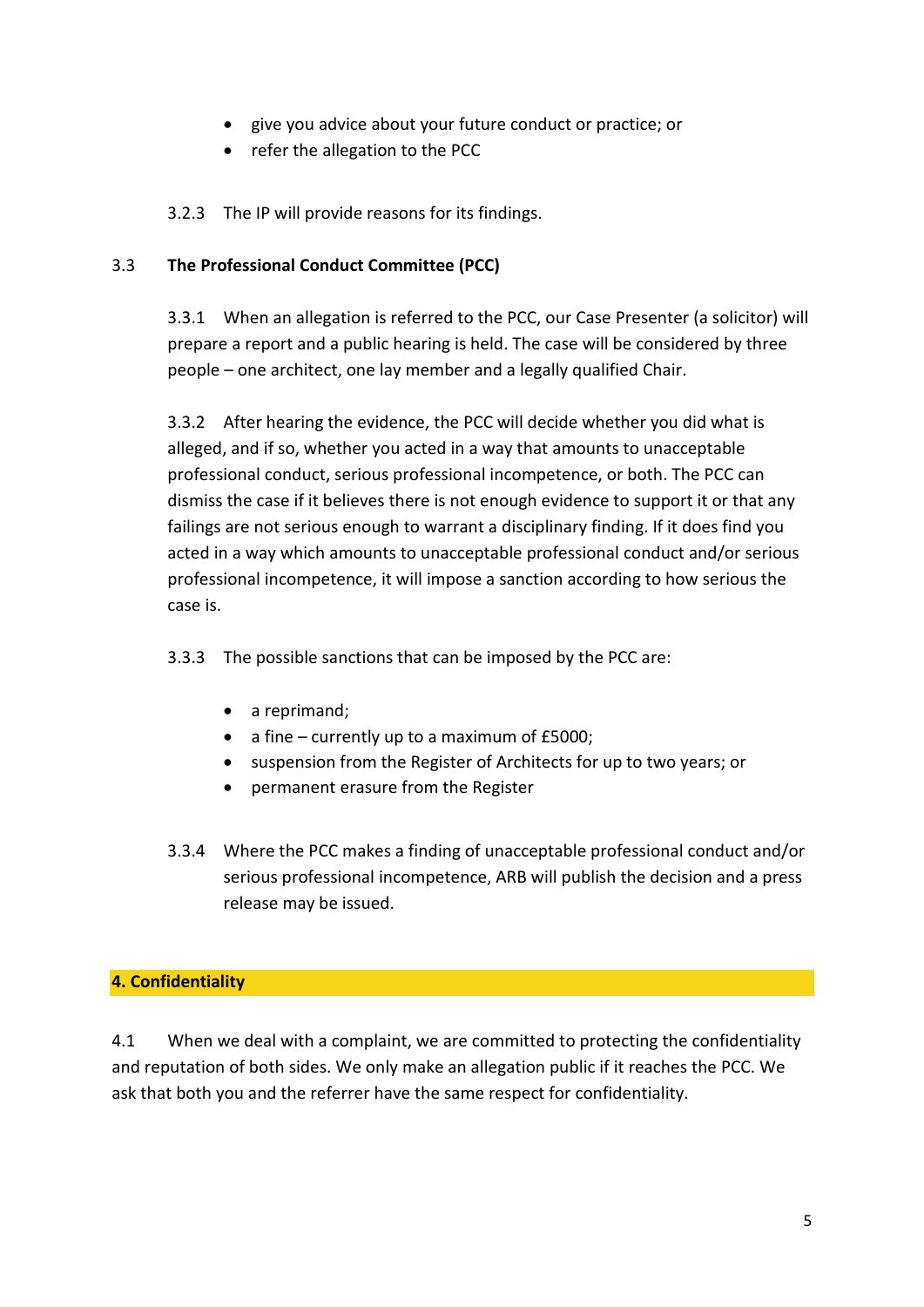- give you advice about your future conduct or practice; or
- refer the allegation to the PCC

3.2.3 The IP will provide reasons for its findings.

### 3.3 The Professional Conduct Committee (PCC)

3.3.1 When an allegation is referred to the PCC, our Case Presenter (a solicitor) will prepare a report and a public hearing is held. The case will be considered by three people – one architect, one lay member and a legally qualified Chair.

3.3.2 After hearing the evidence, the PCC will decide whether you did what is alleged, and if so, whether you acted in a way that amounts to unacceptable professional conduct, serious professional incompetence, or both. The PCC can dismiss the case if it believes there is not enough evidence to support it or that any failings are not serious enough to warrant a disciplinary finding. If it does find you acted in a way which amounts to unacceptable professional conduct and/or serious professional incompetence, it will impose a sanction according to how serious the case is.

3.3.3 The possible sanctions that can be imposed by the PCC are:

- a reprimand;
- a fine – currently up to a maximum of £5000;
- suspension from the Register of Architects for up to two years; or
- permanent erasure from the Register

3.3.4 Where the PCC makes a finding of unacceptable professional conduct and/or serious professional incompetence, ARB will publish the decision and a press release may be issued.

## 4. Confidentiality

4.1 When we deal with a complaint, we are committed to protecting the confidentiality and reputation of both sides. We only make an allegation public if it reaches the PCC. We ask that both you and the referrer have the same respect for confidentiality.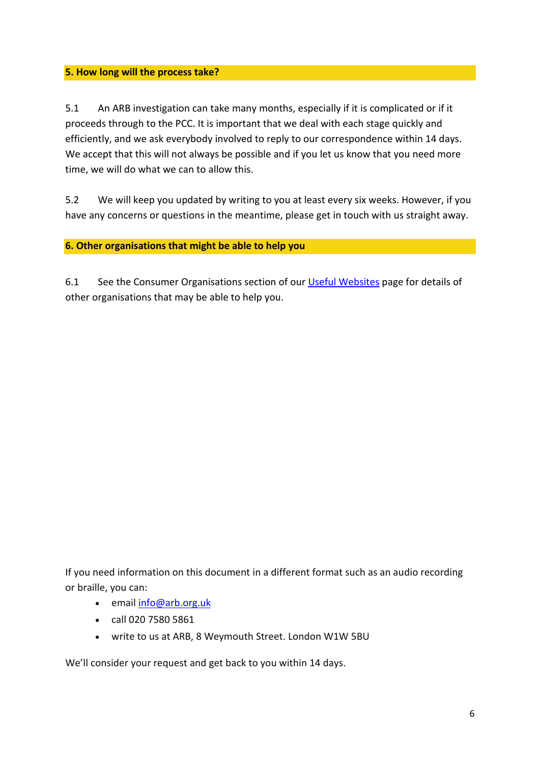## 5. How long will the process take?

5.1 An ARB investigation can take many months, especially if it is complicated or if it proceeds through to the PCC. It is important that we deal with each stage quickly and efficiently, and we ask everybody involved to reply to our correspondence within 14 days. We accept that this will not always be possible and if you let us know that you need more time, we will do what we can to allow this.

5.2 We will keep you updated by writing to you at least every six weeks. However, if you have any concerns or questions in the meantime, please get in touch with us straight away.

## 6. Other organisations that might be able to help you

6.1 See the Consumer Organisations section of our Useful Websites page for details of other organisations that may be able to help you.

If you need information on this document in a different format such as an audio recording or braille, you can:

- email info@arb.org.uk
- call 020 7580 5861
- write to us at ARB, 8 Weymouth Street. London W1W 5BU

We'll consider your request and get back to you within 14 days.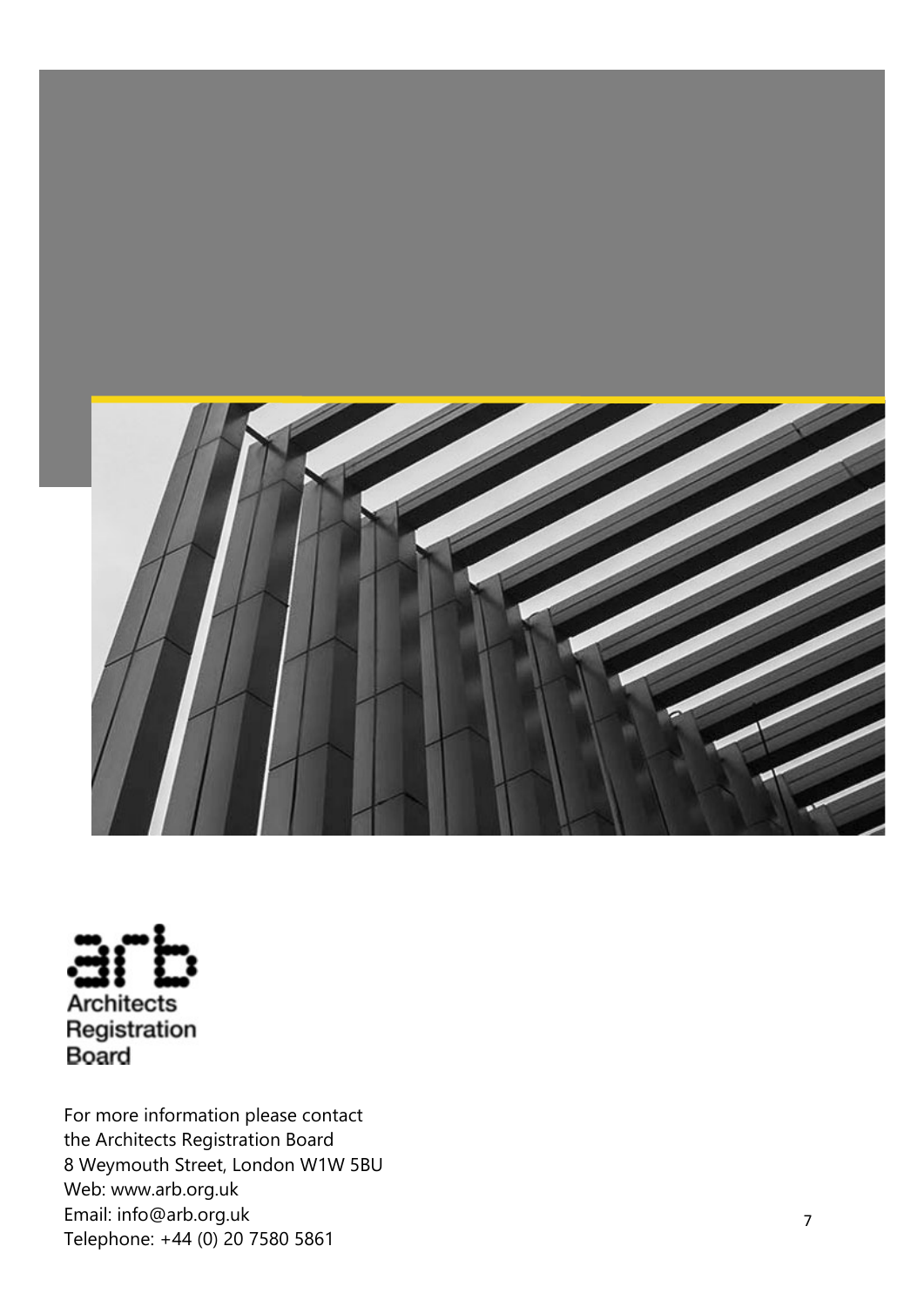Architects
Registration
Board

For more information please contact
the Architects Registration Board
8 Weymouth Street, London W1W 5BU
Web: www.arb.org.uk
Email: info@arb.org.uk
Telephone: +44 (0) 20 7580 5861